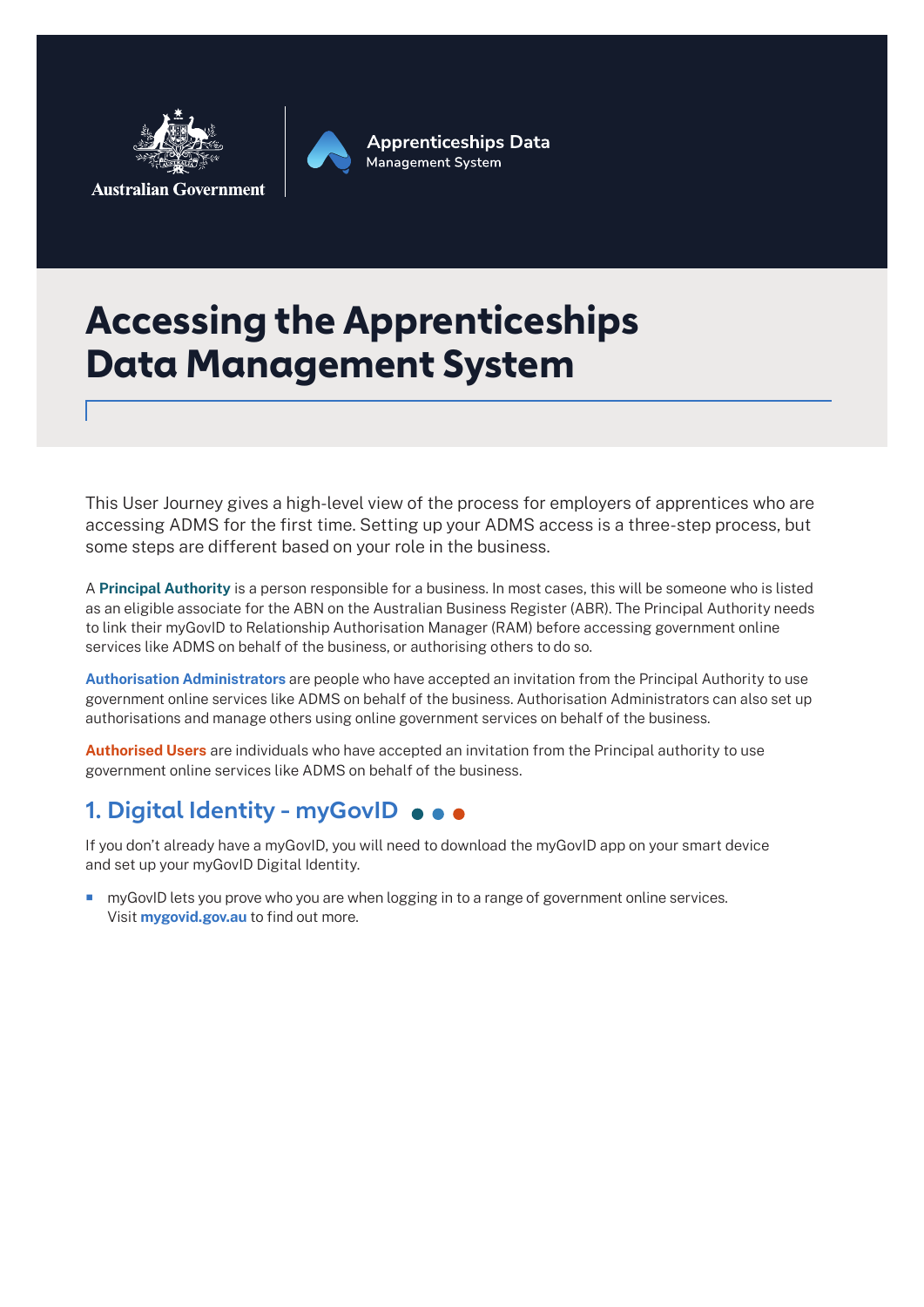Australian Government

Apprenticeships Data Management System

# Accessing the Apprenticeships Data Management System

This User Journey gives a high-level view of the process for employers of apprentices who are accessing ADMS for the first time. Setting up your ADMS access is a three-step process, but some steps are different based on your role in the business.

A **Principal Authority** is a person responsible for a business. In most cases, this will be someone who is listed as an eligible associate for the ABN on the Australian Business Register (ABR). The Principal Authority needs to link their myGovID to Relationship Authorisation Manager (RAM) before accessing government online services like ADMS on behalf of the business, or authorising others to do so.

**Authorisation Administrators** are people who have accepted an invitation from the Principal Authority to use government online services like ADMS on behalf of the business. Authorisation Administrators can also set up authorisations and manage others using online government services on behalf of the business.

**Authorised Users** are individuals who have accepted an invitation from the Principal authority to use government online services like ADMS on behalf of the business.

## 1. Digital Identity - myGovID

If you don't already have a myGovID, you will need to download the myGovID app on your smart device and set up your myGovID Digital Identity.

- myGovID lets you prove who you are when logging in to a range of government online services. Visit **mygovid.gov.au** to find out more.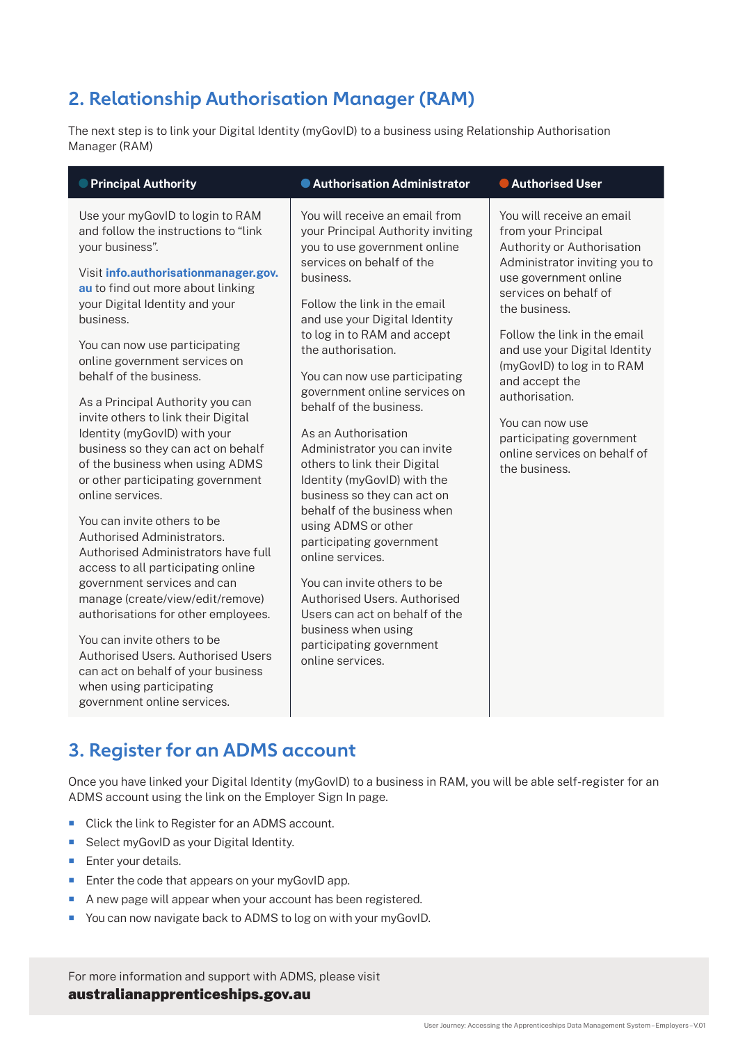## 2. Relationship Authorisation Manager (RAM)

The next step is to link your Digital Identity (myGovID) to a business using Relationship Authorisation Manager (RAM)

| Principal Authority | Authorisation Administrator | Authorised User |
|---|---|---|
| Use your myGovID to login to RAM and follow the instructions to "link your business".<br><br>Visit **info.authorisationmanager.gov.au** to find out more about linking your Digital Identity and your business.<br><br>You can now use participating online government services on behalf of the business.<br><br>As a Principal Authority you can invite others to link their Digital Identity (myGovID) with your business so they can act on behalf of the business when using ADMS or other participating government online services.<br><br>You can invite others to be Authorised Administrators. Authorised Administrators have full access to all participating online government services and can manage (create/view/edit/remove) authorisations for other employees.<br><br>You can invite others to be Authorised Users. Authorised Users can act on behalf of your business when using participating government online services. | You will receive an email from your Principal Authority inviting you to use government online services on behalf of the business.<br><br>Follow the link in the email and use your Digital Identity to log in to RAM and accept the authorisation.<br><br>You can now use participating government online services on behalf of the business.<br><br>As an Authorisation Administrator you can invite others to link their Digital Identity (myGovID) with the business so they can act on behalf of the business when using ADMS or other participating government online services.<br><br>You can invite others to be Authorised Users. Authorised Users can act on behalf of the business when using participating government online services. | You will receive an email from your Principal Authority or Authorisation Administrator inviting you to use government online services on behalf of the business.<br><br>Follow the link in the email and use your Digital Identity (myGovID) to log in to RAM and accept the authorisation.<br><br>You can now use participating government online services on behalf of the business. |

## 3. Register for an ADMS account

Once you have linked your Digital Identity (myGovID) to a business in RAM, you will be able self-register for an ADMS account using the link on the Employer Sign In page.

- Click the link to Register for an ADMS account.
- Select myGovID as your Digital Identity.
- Enter your details.
- Enter the code that appears on your myGovID app.
- A new page will appear when your account has been registered.
- You can now navigate back to ADMS to log on with your myGovID.

For more information and support with ADMS, please visit
**australianapprenticeships.gov.au**